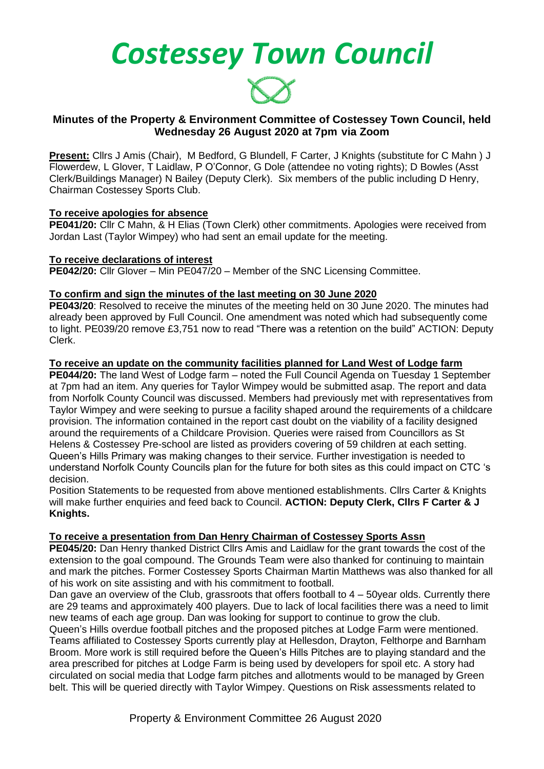# Costessey Town Council

## Minutes of the Property & Environment Committee of Costessey Town Council, held Wednesday 26 August 2020 at 7pm via Zoom

**Present:** Cllrs J Amis (Chair), M Bedford, G Blundell, F Carter, J Knights (substitute for C Mahn ) J Flowerdew, L Glover, T Laidlaw, P O'Connor, G Dole (attendee no voting rights); D Bowles (Asst Clerk/Buildings Manager) N Bailey (Deputy Clerk). Six members of the public including D Henry, Chairman Costessey Sports Club.

**To receive apologies for absence**

**PE041/20:** Cllr C Mahn, & H Elias (Town Clerk) other commitments. Apologies were received from Jordan Last (Taylor Wimpey) who had sent an email update for the meeting.

**To receive declarations of interest**

**PE042/20:** Cllr Glover – Min PE047/20 – Member of the SNC Licensing Committee.

**To confirm and sign the minutes of the last meeting on 30 June 2020**

**PE043/20**: Resolved to receive the minutes of the meeting held on 30 June 2020. The minutes had already been approved by Full Council. One amendment was noted which had subsequently come to light. PE039/20 remove £3,751 now to read "There was a retention on the build" ACTION: Deputy Clerk.

**To receive an update on the community facilities planned for Land West of Lodge farm**

**PE044/20:** The land West of Lodge farm – noted the Full Council Agenda on Tuesday 1 September at 7pm had an item. Any queries for Taylor Wimpey would be submitted asap. The report and data from Norfolk County Council was discussed. Members had previously met with representatives from Taylor Wimpey and were seeking to pursue a facility shaped around the requirements of a childcare provision. The information contained in the report cast doubt on the viability of a facility designed around the requirements of a Childcare Provision. Queries were raised from Councillors as St Helens & Costessey Pre-school are listed as providers covering of 59 children at each setting. Queen's Hills Primary was making changes to their service. Further investigation is needed to understand Norfolk County Councils plan for the future for both sites as this could impact on CTC 's decision.

Position Statements to be requested from above mentioned establishments. Cllrs Carter & Knights will make further enquiries and feed back to Council. **ACTION: Deputy Clerk, Cllrs F Carter & J Knights.**

**To receive a presentation from Dan Henry Chairman of Costessey Sports Assn**

**PE045/20:** Dan Henry thanked District Cllrs Amis and Laidlaw for the grant towards the cost of the extension to the goal compound. The Grounds Team were also thanked for continuing to maintain and mark the pitches. Former Costessey Sports Chairman Martin Matthews was also thanked for all of his work on site assisting and with his commitment to football.

Dan gave an overview of the Club, grassroots that offers football to 4 – 50year olds. Currently there are 29 teams and approximately 400 players. Due to lack of local facilities there was a need to limit new teams of each age group. Dan was looking for support to continue to grow the club.

Queen's Hills overdue football pitches and the proposed pitches at Lodge Farm were mentioned. Teams affiliated to Costessey Sports currently play at Hellesdon, Drayton, Felthorpe and Barnham Broom. More work is still required before the Queen's Hills Pitches are to playing standard and the area prescribed for pitches at Lodge Farm is being used by developers for spoil etc. A story had circulated on social media that Lodge farm pitches and allotments would to be managed by Green belt. This will be queried directly with Taylor Wimpey. Questions on Risk assessments related to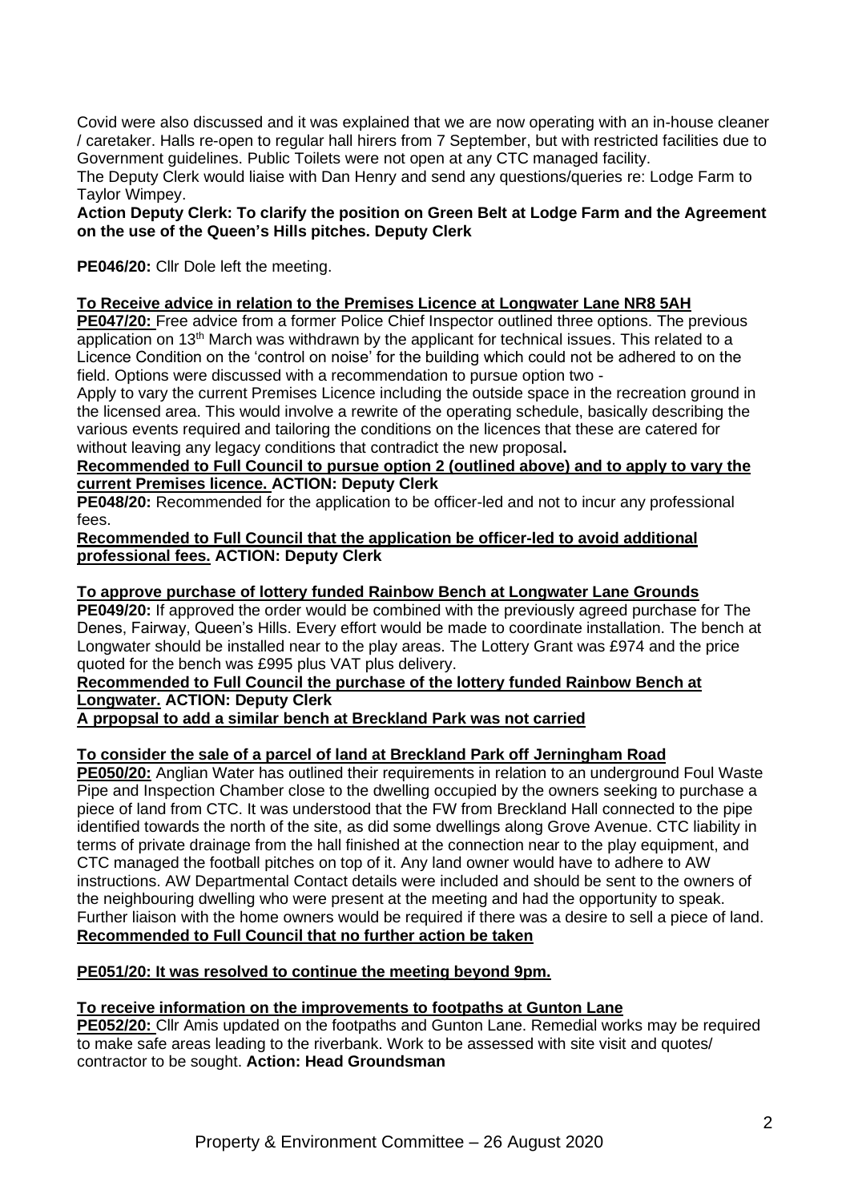Covid were also discussed and it was explained that we are now operating with an in-house cleaner / caretaker. Halls re-open to regular hall hirers from 7 September, but with restricted facilities due to Government guidelines. Public Toilets were not open at any CTC managed facility.
The Deputy Clerk would liaise with Dan Henry and send any questions/queries re: Lodge Farm to Taylor Wimpey.

**Action Deputy Clerk: To clarify the position on Green Belt at Lodge Farm and the Agreement on the use of the Queen's Hills pitches. Deputy Clerk**

**PE046/20:** Cllr Dole left the meeting.

**To Receive advice in relation to the Premises Licence at Longwater Lane NR8 5AH**

**PE047/20:** Free advice from a former Police Chief Inspector outlined three options. The previous application on 13th March was withdrawn by the applicant for technical issues. This related to a Licence Condition on the 'control on noise' for the building which could not be adhered to on the field. Options were discussed with a recommendation to pursue option two -

Apply to vary the current Premises Licence including the outside space in the recreation ground in the licensed area. This would involve a rewrite of the operating schedule, basically describing the various events required and tailoring the conditions on the licences that these are catered for without leaving any legacy conditions that contradict the new proposal**.**

**Recommended to Full Council to pursue option 2 (outlined above) and to apply to vary the current Premises licence. ACTION: Deputy Clerk**

**PE048/20:** Recommended for the application to be officer-led and not to incur any professional fees.

**Recommended to Full Council that the application be officer-led to avoid additional professional fees. ACTION: Deputy Clerk**

**To approve purchase of lottery funded Rainbow Bench at Longwater Lane Grounds**

**PE049/20:** If approved the order would be combined with the previously agreed purchase for The Denes, Fairway, Queen's Hills. Every effort would be made to coordinate installation. The bench at Longwater should be installed near to the play areas. The Lottery Grant was £974 and the price quoted for the bench was £995 plus VAT plus delivery.

**Recommended to Full Council the purchase of the lottery funded Rainbow Bench at Longwater. ACTION: Deputy Clerk**

**A prpopsal to add a similar bench at Breckland Park was not carried**

**To consider the sale of a parcel of land at Breckland Park off Jerningham Road**

**PE050/20:** Anglian Water has outlined their requirements in relation to an underground Foul Waste Pipe and Inspection Chamber close to the dwelling occupied by the owners seeking to purchase a piece of land from CTC. It was understood that the FW from Breckland Hall connected to the pipe identified towards the north of the site, as did some dwellings along Grove Avenue. CTC liability in terms of private drainage from the hall finished at the connection near to the play equipment, and CTC managed the football pitches on top of it. Any land owner would have to adhere to AW instructions. AW Departmental Contact details were included and should be sent to the owners of the neighbouring dwelling who were present at the meeting and had the opportunity to speak. Further liaison with the home owners would be required if there was a desire to sell a piece of land.

**Recommended to Full Council that no further action be taken**

**PE051/20: It was resolved to continue the meeting beyond 9pm.**

**To receive information on the improvements to footpaths at Gunton Lane**

**PE052/20:** Cllr Amis updated on the footpaths and Gunton Lane. Remedial works may be required to make safe areas leading to the riverbank. Work to be assessed with site visit and quotes/ contractor to be sought. **Action: Head Groundsman**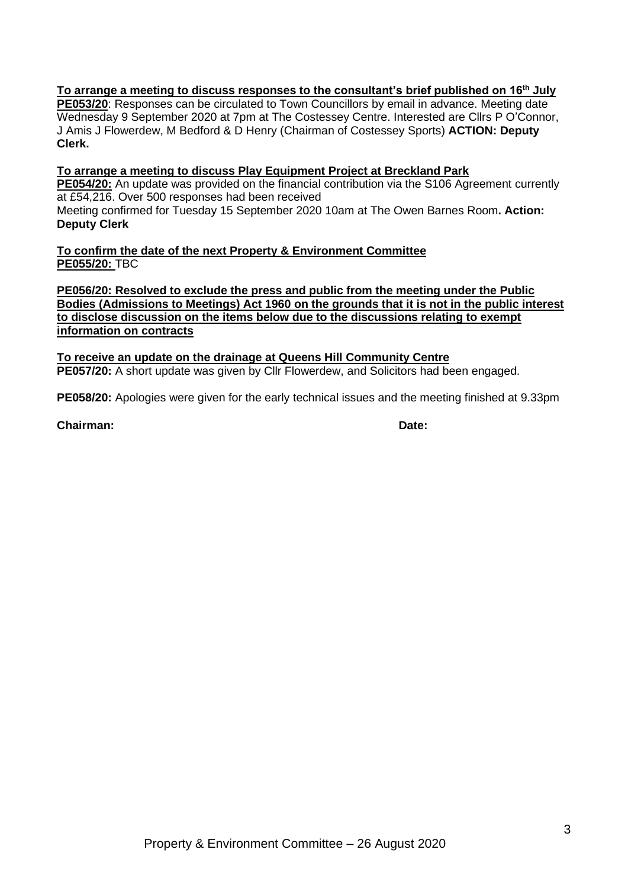**To arrange a meeting to discuss responses to the consultant's brief published on 16th July**
**PE053/20**: Responses can be circulated to Town Councillors by email in advance. Meeting date Wednesday 9 September 2020 at 7pm at The Costessey Centre. Interested are Cllrs P O'Connor, J Amis J Flowerdew, M Bedford & D Henry (Chairman of Costessey Sports) **ACTION: Deputy Clerk.**

**To arrange a meeting to discuss Play Equipment Project at Breckland Park**
**PE054/20:** An update was provided on the financial contribution via the S106 Agreement currently at £54,216. Over 500 responses had been received
Meeting confirmed for Tuesday 15 September 2020 10am at The Owen Barnes Room**. Action: Deputy Clerk**

**To confirm the date of the next Property & Environment Committee**
**PE055/20:** TBC

**PE056/20: Resolved to exclude the press and public from the meeting under the Public Bodies (Admissions to Meetings) Act 1960 on the grounds that it is not in the public interest to disclose discussion on the items below due to the discussions relating to exempt information on contracts**

**To receive an update on the drainage at Queens Hill Community Centre**
**PE057/20:** A short update was given by Cllr Flowerdew, and Solicitors had been engaged.

**PE058/20:** Apologies were given for the early technical issues and the meeting finished at 9.33pm

**Chairman:** **Date:**